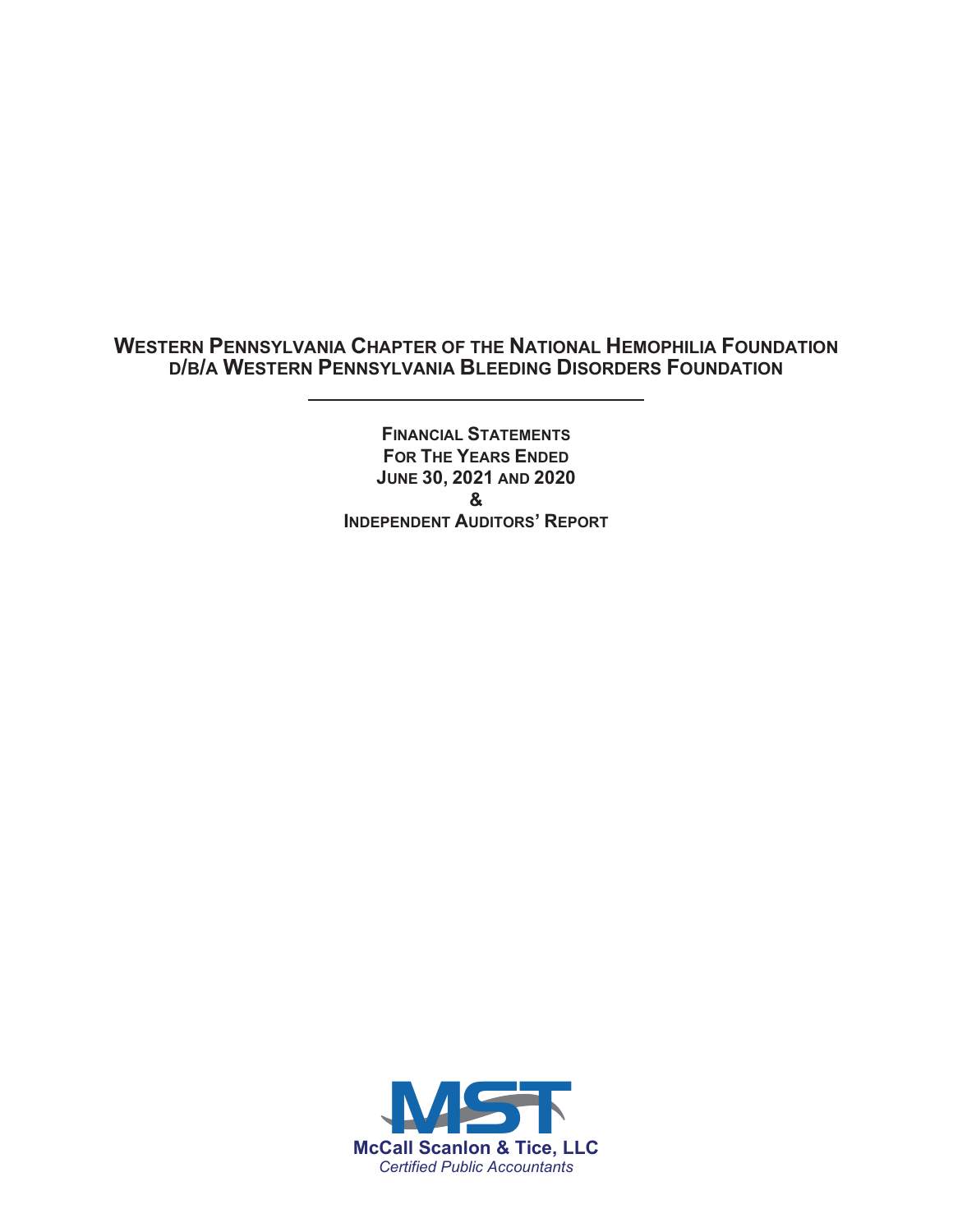# Western Pennsylvania Chapter of the National Hemophilia Foundation d/b/a Western Pennsylvania Bleeding Disorders Foundation

---

**Financial Statements**
**For The Years Ended**
**June 30, 2021 and 2020**
**&**
**Independent Auditors' Report**

MST

**McCall Scanlon & Tice, LLC**
*Certified Public Accountants*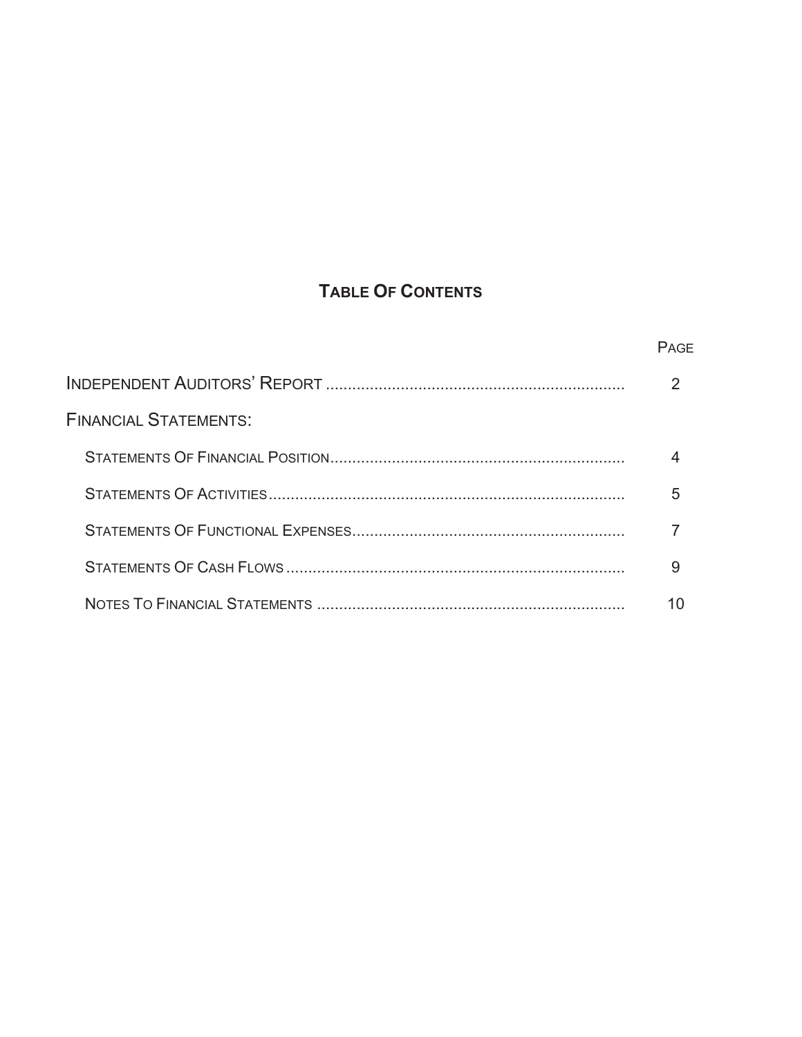# Table Of Contents

| | Page |
|---|---|
| Independent Auditors' Report | 2 |
| Financial Statements: | |
| Statements Of Financial Position | 4 |
| Statements Of Activities | 5 |
| Statements Of Functional Expenses | 7 |
| Statements Of Cash Flows | 9 |
| Notes To Financial Statements | 10 |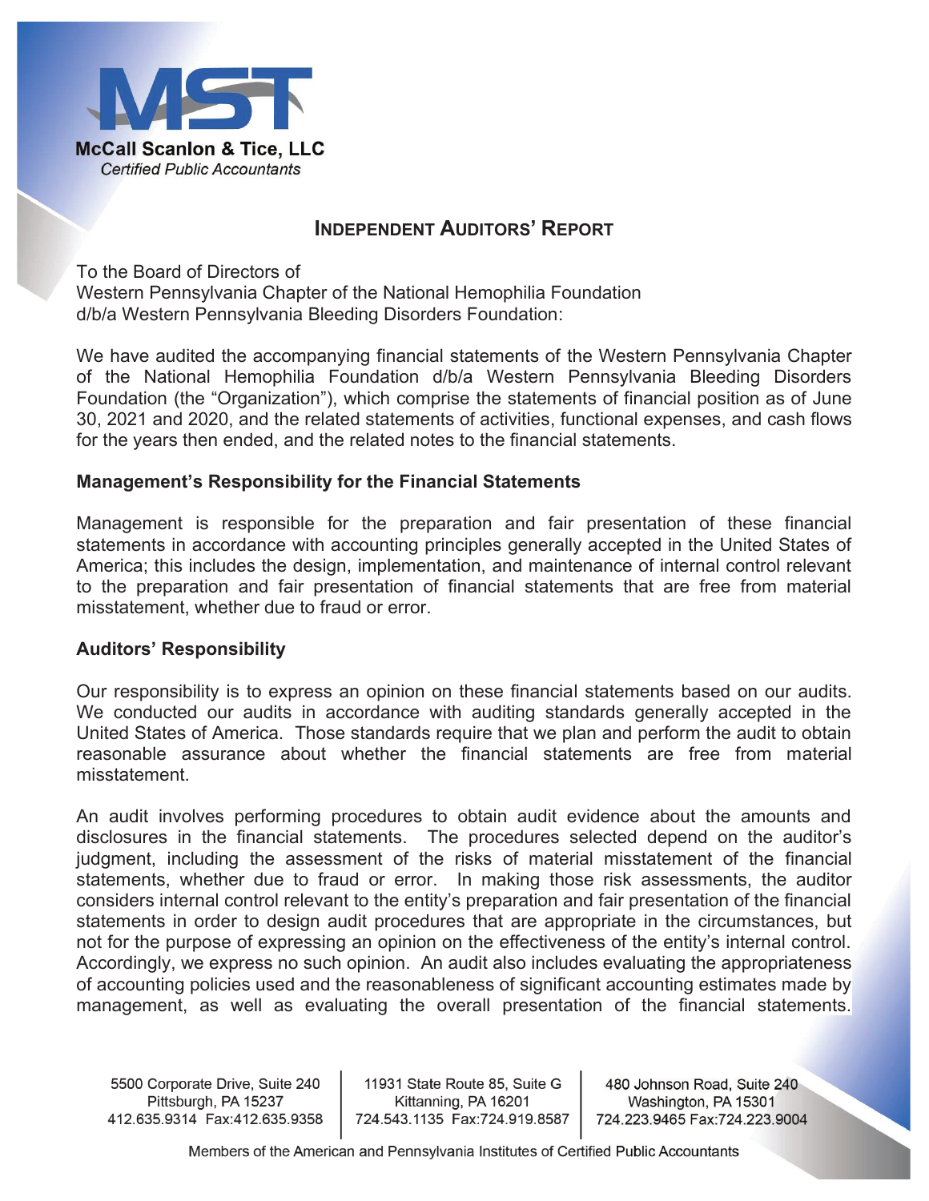McCall Scanlon & Tice, LLC
*Certified Public Accountants*

## INDEPENDENT AUDITORS' REPORT

To the Board of Directors of
Western Pennsylvania Chapter of the National Hemophilia Foundation
d/b/a Western Pennsylvania Bleeding Disorders Foundation:

We have audited the accompanying financial statements of the Western Pennsylvania Chapter of the National Hemophilia Foundation d/b/a Western Pennsylvania Bleeding Disorders Foundation (the "Organization"), which comprise the statements of financial position as of June 30, 2021 and 2020, and the related statements of activities, functional expenses, and cash flows for the years then ended, and the related notes to the financial statements.

### Management's Responsibility for the Financial Statements

Management is responsible for the preparation and fair presentation of these financial statements in accordance with accounting principles generally accepted in the United States of America; this includes the design, implementation, and maintenance of internal control relevant to the preparation and fair presentation of financial statements that are free from material misstatement, whether due to fraud or error.

### Auditors' Responsibility

Our responsibility is to express an opinion on these financial statements based on our audits. We conducted our audits in accordance with auditing standards generally accepted in the United States of America. Those standards require that we plan and perform the audit to obtain reasonable assurance about whether the financial statements are free from material misstatement.

An audit involves performing procedures to obtain audit evidence about the amounts and disclosures in the financial statements. The procedures selected depend on the auditor's judgment, including the assessment of the risks of material misstatement of the financial statements, whether due to fraud or error. In making those risk assessments, the auditor considers internal control relevant to the entity's preparation and fair presentation of the financial statements in order to design audit procedures that are appropriate in the circumstances, but not for the purpose of expressing an opinion on the effectiveness of the entity's internal control. Accordingly, we express no such opinion. An audit also includes evaluating the appropriateness of accounting policies used and the reasonableness of significant accounting estimates made by management, as well as evaluating the overall presentation of the financial statements.

5500 Corporate Drive, Suite 240, Pittsburgh, PA 15237, 412.635.9314 Fax:412.635.9358 | 11931 State Route 85, Suite G, Kittanning, PA 16201, 724.543.1135 Fax:724.919.8587 | 480 Johnson Road, Suite 240, Washington, PA 15301, 724.223.9465 Fax:724.223.9004

Members of the American and Pennsylvania Institutes of Certified Public Accountants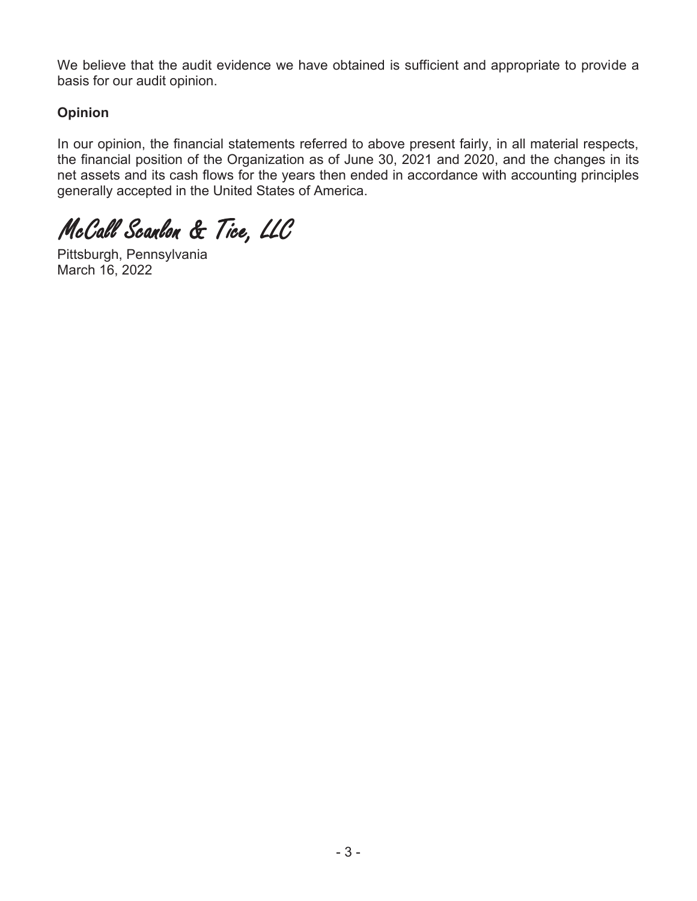We believe that the audit evidence we have obtained is sufficient and appropriate to provide a basis for our audit opinion.

**Opinion**

In our opinion, the financial statements referred to above present fairly, in all material respects, the financial position of the Organization as of June 30, 2021 and 2020, and the changes in its net assets and its cash flows for the years then ended in accordance with accounting principles generally accepted in the United States of America.

*McCall Scanlon & Tice, LLC*

Pittsburgh, Pennsylvania
March 16, 2022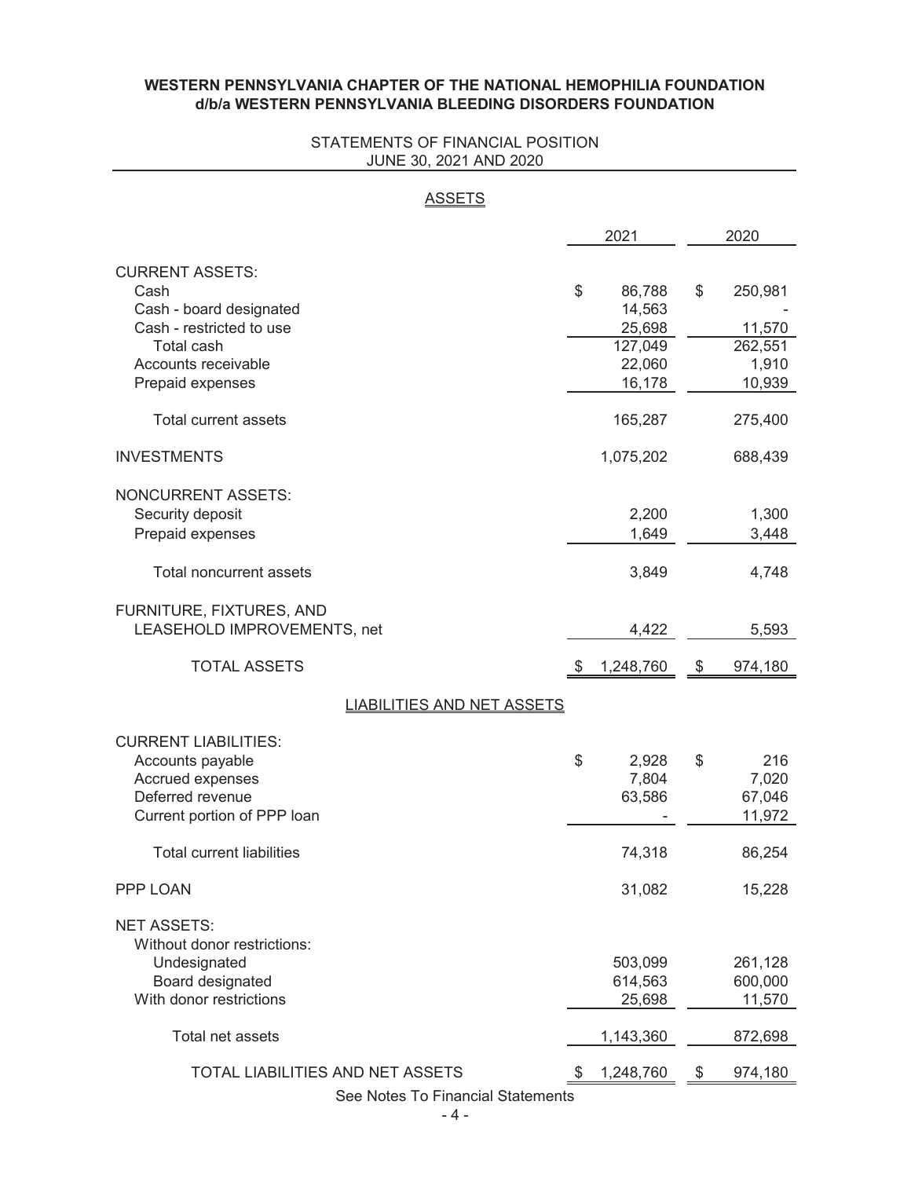**WESTERN PENNSYLVANIA CHAPTER OF THE NATIONAL HEMOPHILIA FOUNDATION**
**d/b/a WESTERN PENNSYLVANIA BLEEDING DISORDERS FOUNDATION**

STATEMENTS OF FINANCIAL POSITION
JUNE 30, 2021 AND 2020

## ASSETS

| | 2021 | 2020 |
|---|---|---|
| CURRENT ASSETS: | | |
| Cash | $ 86,788 | $ 250,981 |
| Cash - board designated | 14,563 | - |
| Cash - restricted to use | 25,698 | 11,570 |
| Total cash | 127,049 | 262,551 |
| Accounts receivable | 22,060 | 1,910 |
| Prepaid expenses | 16,178 | 10,939 |
| Total current assets | 165,287 | 275,400 |
| INVESTMENTS | 1,075,202 | 688,439 |
| NONCURRENT ASSETS: | | |
| Security deposit | 2,200 | 1,300 |
| Prepaid expenses | 1,649 | 3,448 |
| Total noncurrent assets | 3,849 | 4,748 |
| FURNITURE, FIXTURES, AND LEASEHOLD IMPROVEMENTS, net | 4,422 | 5,593 |
| TOTAL ASSETS | $ 1,248,760 | $ 974,180 |

## LIABILITIES AND NET ASSETS

| | 2021 | 2020 |
|---|---|---|
| CURRENT LIABILITIES: | | |
| Accounts payable | $ 2,928 | $ 216 |
| Accrued expenses | 7,804 | 7,020 |
| Deferred revenue | 63,586 | 67,046 |
| Current portion of PPP loan | - | 11,972 |
| Total current liabilities | 74,318 | 86,254 |
| PPP LOAN | 31,082 | 15,228 |
| NET ASSETS: | | |
| Without donor restrictions: | | |
| Undesignated | 503,099 | 261,128 |
| Board designated | 614,563 | 600,000 |
| With donor restrictions | 25,698 | 11,570 |
| Total net assets | 1,143,360 | 872,698 |
| TOTAL LIABILITIES AND NET ASSETS | $ 1,248,760 | $ 974,180 |

See Notes To Financial Statements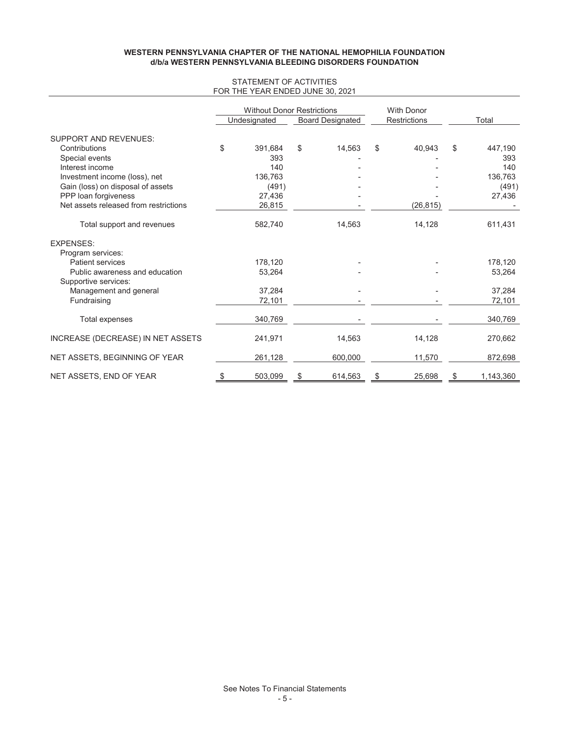**WESTERN PENNSYLVANIA CHAPTER OF THE NATIONAL HEMOPHILIA FOUNDATION**
**d/b/a WESTERN PENNSYLVANIA BLEEDING DISORDERS FOUNDATION**

STATEMENT OF ACTIVITIES
FOR THE YEAR ENDED JUNE 30, 2021

| | Without Donor Restrictions | | With Donor | |
|---|---|---|---|---|
| | Undesignated | Board Designated | Restrictions | Total |
| SUPPORT AND REVENUES: | | | | |
| Contributions | $ 391,684 | $ 14,563 | $ 40,943 | $ 447,190 |
| Special events | 393 | - | - | 393 |
| Interest income | 140 | - | - | 140 |
| Investment income (loss), net | 136,763 | - | - | 136,763 |
| Gain (loss) on disposal of assets | (491) | - | - | (491) |
| PPP loan forgiveness | 27,436 | - | - | 27,436 |
| Net assets released from restrictions | 26,815 | - | (26,815) | - |
| Total support and revenues | 582,740 | 14,563 | 14,128 | 611,431 |
| EXPENSES: | | | | |
| Program services: | | | | |
| Patient services | 178,120 | - | - | 178,120 |
| Public awareness and education | 53,264 | - | - | 53,264 |
| Supportive services: | | | | |
| Management and general | 37,284 | - | - | 37,284 |
| Fundraising | 72,101 | - | - | 72,101 |
| Total expenses | 340,769 | - | - | 340,769 |
| INCREASE (DECREASE) IN NET ASSETS | 241,971 | 14,563 | 14,128 | 270,662 |
| NET ASSETS, BEGINNING OF YEAR | 261,128 | 600,000 | 11,570 | 872,698 |
| NET ASSETS, END OF YEAR | $ 503,099 | $ 614,563 | $ 25,698 | $ 1,143,360 |

See Notes To Financial Statements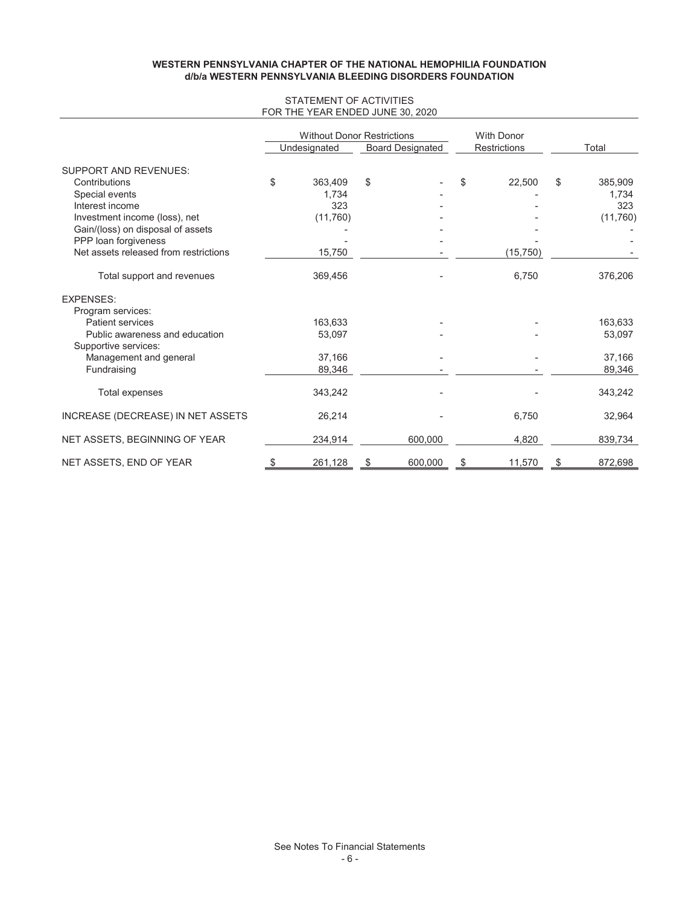**WESTERN PENNSYLVANIA CHAPTER OF THE NATIONAL HEMOPHILIA FOUNDATION**
**d/b/a WESTERN PENNSYLVANIA BLEEDING DISORDERS FOUNDATION**

STATEMENT OF ACTIVITIES
FOR THE YEAR ENDED JUNE 30, 2020

| | Without Donor Restrictions | | With Donor | |
|---|---|---|---|---|
| | Undesignated | Board Designated | Restrictions | Total |
| SUPPORT AND REVENUES: | | | | |
| Contributions | $ 363,409 | $ - | $ 22,500 | $ 385,909 |
| Special events | 1,734 | - | - | 1,734 |
| Interest income | 323 | - | - | 323 |
| Investment income (loss), net | (11,760) | - | - | (11,760) |
| Gain/(loss) on disposal of assets | - | - | - | - |
| PPP loan forgiveness | - | - | - | - |
| Net assets released from restrictions | 15,750 | - | (15,750) | - |
| Total support and revenues | 369,456 | - | 6,750 | 376,206 |
| EXPENSES: | | | | |
| Program services: | | | | |
| Patient services | 163,633 | - | - | 163,633 |
| Public awareness and education | 53,097 | - | - | 53,097 |
| Supportive services: | | | | |
| Management and general | 37,166 | - | - | 37,166 |
| Fundraising | 89,346 | - | - | 89,346 |
| Total expenses | 343,242 | - | - | 343,242 |
| INCREASE (DECREASE) IN NET ASSETS | 26,214 | - | 6,750 | 32,964 |
| NET ASSETS, BEGINNING OF YEAR | 234,914 | 600,000 | 4,820 | 839,734 |
| NET ASSETS, END OF YEAR | $ 261,128 | $ 600,000 | $ 11,570 | $ 872,698 |

See Notes To Financial Statements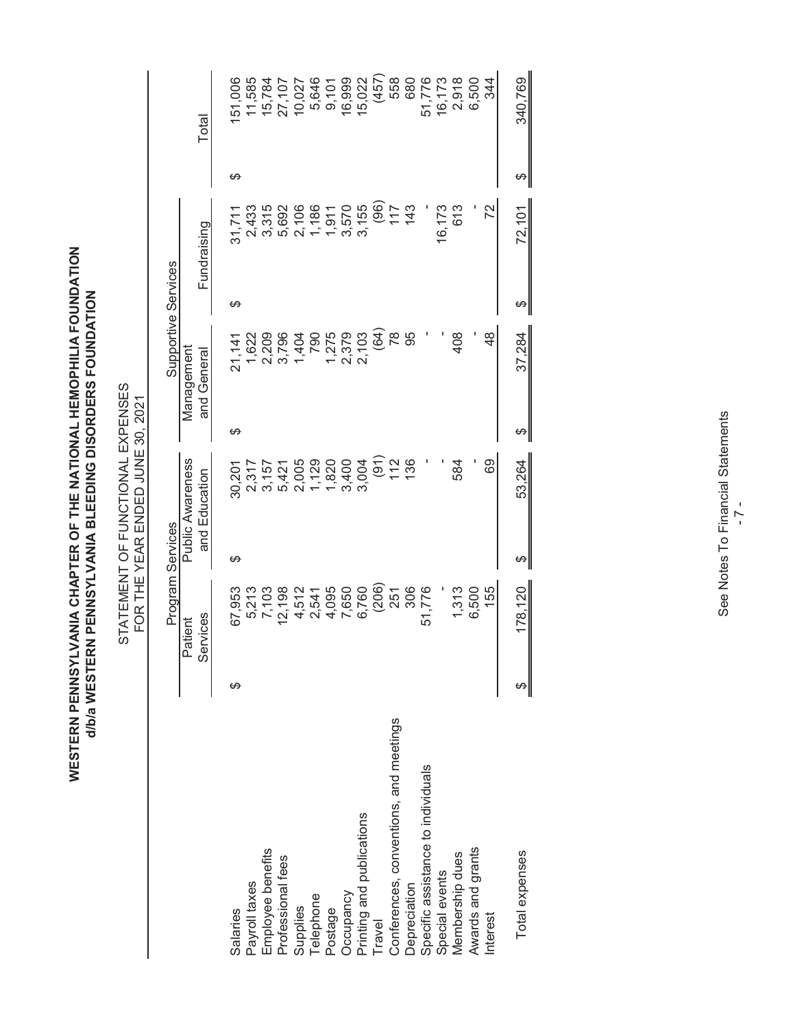# WESTERN PENNSYLVANIA CHAPTER OF THE NATIONAL HEMOPHILIA FOUNDATION
## d/b/a WESTERN PENNSYLVANIA BLEEDING DISORDERS FOUNDATION

STATEMENT OF FUNCTIONAL EXPENSES
FOR THE YEAR ENDED JUNE 30, 2021

| | Program Services | | Supportive Services | | |
|---|---|---|---|---|---|
| | Patient Services | Public Awareness and Education | Management and General | Fundraising | Total |
| Salaries | $ 67,953 | $ 30,201 | $ 21,141 | $ 31,711 | $ 151,006 |
| Payroll taxes | 5,213 | 2,317 | 1,622 | 2,433 | 11,585 |
| Employee benefits | 7,103 | 3,157 | 2,209 | 3,315 | 15,784 |
| Professional fees | 12,198 | 5,421 | 3,796 | 5,692 | 27,107 |
| Supplies | 4,512 | 2,005 | 1,404 | 2,106 | 10,027 |
| Telephone | 2,541 | 1,129 | 790 | 1,186 | 5,646 |
| Postage | 4,095 | 1,820 | 1,275 | 1,911 | 9,101 |
| Occupancy | 7,650 | 3,400 | 2,379 | 3,570 | 16,999 |
| Printing and publications | 6,760 | 3,004 | 2,103 | 3,155 | 15,022 |
| Travel | (206) | (91) | (64) | (96) | (457) |
| Conferences, conventions, and meetings | 251 | 112 | 78 | 117 | 558 |
| Depreciation | 306 | 136 | 95 | 143 | 680 |
| Specific assistance to individuals | 51,776 | - | - | - | 51,776 |
| Special events | - | - | - | 16,173 | 16,173 |
| Membership dues | 1,313 | 584 | 408 | 613 | 2,918 |
| Awards and grants | 6,500 | - | - | - | 6,500 |
| Interest | 155 | 69 | 48 | 72 | 344 |
| Total expenses | $ 178,120 | $ 53,264 | $ 37,284 | $ 72,101 | $ 340,769 |

See Notes To Financial Statements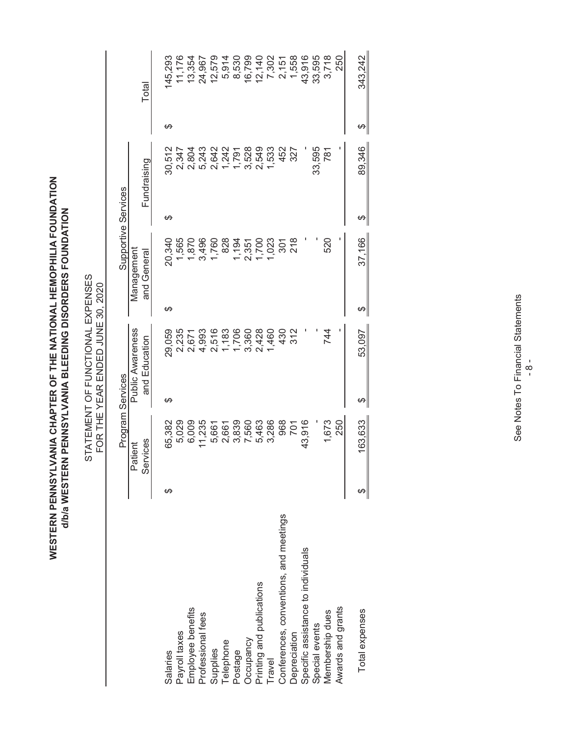# WESTERN PENNSYLVANIA CHAPTER OF THE NATIONAL HEMOPHILIA FOUNDATION
## d/b/a WESTERN PENNSYLVANIA BLEEDING DISORDERS FOUNDATION

STATEMENT OF FUNCTIONAL EXPENSES
FOR THE YEAR ENDED JUNE 30, 2020

| | Program Services | | Supportive Services | | |
|---|---|---|---|---|---|
| | Patient Services | Public Awareness and Education | Management and General | Fundraising | Total |
| Salaries | $ 65,382 | $ 29,059 | $ 20,340 | $ 30,512 | $ 145,293 |
| Payroll taxes | 5,029 | 2,235 | 1,565 | 2,347 | 11,176 |
| Employee benefits | 6,009 | 2,671 | 1,870 | 2,804 | 13,354 |
| Professional fees | 11,235 | 4,993 | 3,496 | 5,243 | 24,967 |
| Supplies | 5,661 | 2,516 | 1,760 | 2,642 | 12,579 |
| Telephone | 2,661 | 1,183 | 828 | 1,242 | 5,914 |
| Postage | 3,839 | 1,706 | 1,194 | 1,791 | 8,530 |
| Occupancy | 7,560 | 3,360 | 2,351 | 3,528 | 16,799 |
| Printing and publications | 5,463 | 2,428 | 1,700 | 2,549 | 12,140 |
| Travel | 3,286 | 1,460 | 1,023 | 1,533 | 7,302 |
| Conferences, conventions, and meetings | 968 | 430 | 301 | 452 | 2,151 |
| Depreciation | 701 | 312 | 218 | 327 | 1,558 |
| Specific assistance to individuals | 43,916 | - | - | - | 43,916 |
| Special events | - | - | - | 33,595 | 33,595 |
| Membership dues | 1,673 | 744 | 520 | 781 | 3,718 |
| Awards and grants | 250 | - | - | - | 250 |
| Total expenses | $ 163,633 | $ 53,097 | $ 37,166 | $ 89,346 | $ 343,242 |

See Notes To Financial Statements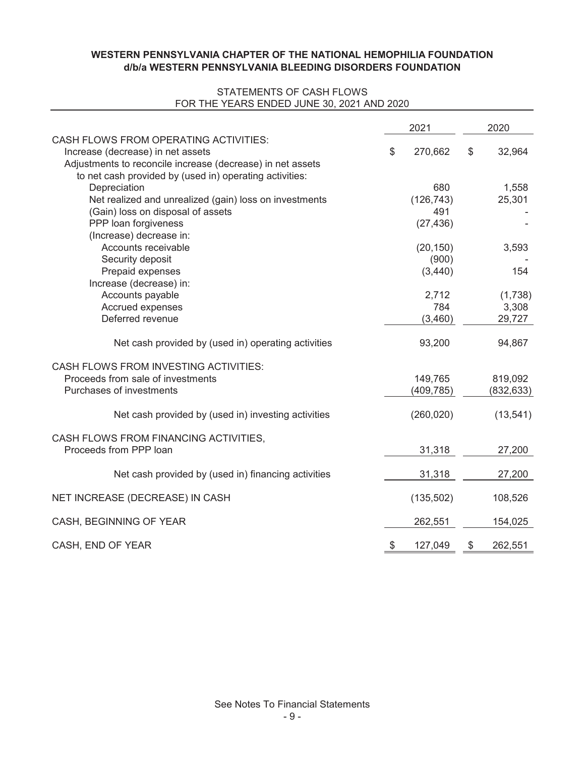**WESTERN PENNSYLVANIA CHAPTER OF THE NATIONAL HEMOPHILIA FOUNDATION**
**d/b/a WESTERN PENNSYLVANIA BLEEDING DISORDERS FOUNDATION**

STATEMENTS OF CASH FLOWS
FOR THE YEARS ENDED JUNE 30, 2021 AND 2020

| | 2021 | 2020 |
|---|---|---|
| CASH FLOWS FROM OPERATING ACTIVITIES: | | |
| Increase (decrease) in net assets | $ 270,662 | $ 32,964 |
| Adjustments to reconcile increase (decrease) in net assets to net cash provided by (used in) operating activities: | | |
| Depreciation | 680 | 1,558 |
| Net realized and unrealized (gain) loss on investments | (126,743) | 25,301 |
| (Gain) loss on disposal of assets | 491 | - |
| PPP loan forgiveness | (27,436) | - |
| (Increase) decrease in: | | |
| Accounts receivable | (20,150) | 3,593 |
| Security deposit | (900) | - |
| Prepaid expenses | (3,440) | 154 |
| Increase (decrease) in: | | |
| Accounts payable | 2,712 | (1,738) |
| Accrued expenses | 784 | 3,308 |
| Deferred revenue | (3,460) | 29,727 |
| Net cash provided by (used in) operating activities | 93,200 | 94,867 |
| CASH FLOWS FROM INVESTING ACTIVITIES: | | |
| Proceeds from sale of investments | 149,765 | 819,092 |
| Purchases of investments | (409,785) | (832,633) |
| Net cash provided by (used in) investing activities | (260,020) | (13,541) |
| CASH FLOWS FROM FINANCING ACTIVITIES, | | |
| Proceeds from PPP loan | 31,318 | 27,200 |
| Net cash provided by (used in) financing activities | 31,318 | 27,200 |
| NET INCREASE (DECREASE) IN CASH | (135,502) | 108,526 |
| CASH, BEGINNING OF YEAR | 262,551 | 154,025 |
| CASH, END OF YEAR | $ 127,049 | $ 262,551 |

See Notes To Financial Statements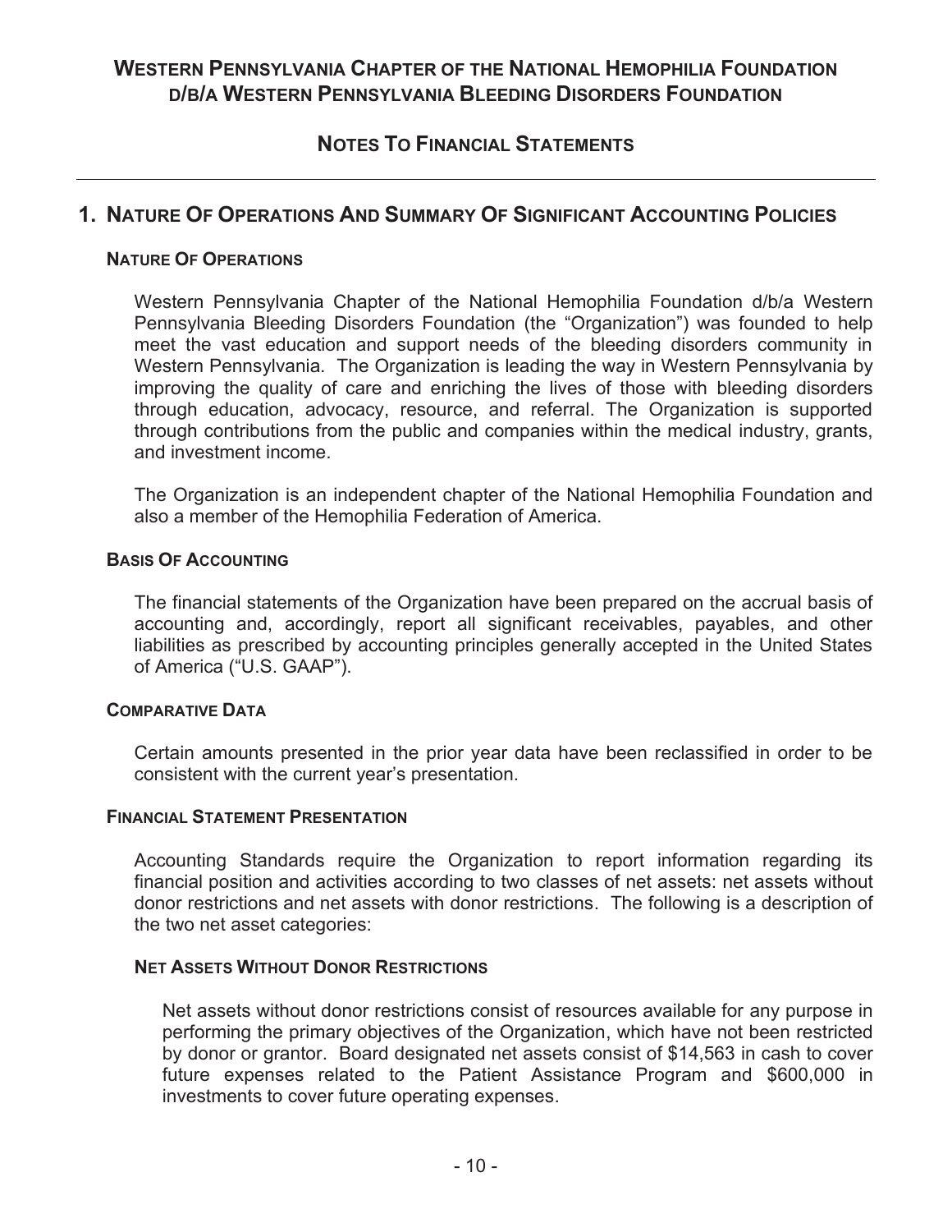# Western Pennsylvania Chapter of the National Hemophilia Foundation d/b/a Western Pennsylvania Bleeding Disorders Foundation

## Notes To Financial Statements

## 1. Nature Of Operations And Summary Of Significant Accounting Policies

### Nature Of Operations

Western Pennsylvania Chapter of the National Hemophilia Foundation d/b/a Western Pennsylvania Bleeding Disorders Foundation (the "Organization") was founded to help meet the vast education and support needs of the bleeding disorders community in Western Pennsylvania. The Organization is leading the way in Western Pennsylvania by improving the quality of care and enriching the lives of those with bleeding disorders through education, advocacy, resource, and referral. The Organization is supported through contributions from the public and companies within the medical industry, grants, and investment income.

The Organization is an independent chapter of the National Hemophilia Foundation and also a member of the Hemophilia Federation of America.

### Basis Of Accounting

The financial statements of the Organization have been prepared on the accrual basis of accounting and, accordingly, report all significant receivables, payables, and other liabilities as prescribed by accounting principles generally accepted in the United States of America ("U.S. GAAP").

### Comparative Data

Certain amounts presented in the prior year data have been reclassified in order to be consistent with the current year's presentation.

### Financial Statement Presentation

Accounting Standards require the Organization to report information regarding its financial position and activities according to two classes of net assets: net assets without donor restrictions and net assets with donor restrictions. The following is a description of the two net asset categories:

#### Net Assets Without Donor Restrictions

Net assets without donor restrictions consist of resources available for any purpose in performing the primary objectives of the Organization, which have not been restricted by donor or grantor. Board designated net assets consist of $14,563 in cash to cover future expenses related to the Patient Assistance Program and $600,000 in investments to cover future operating expenses.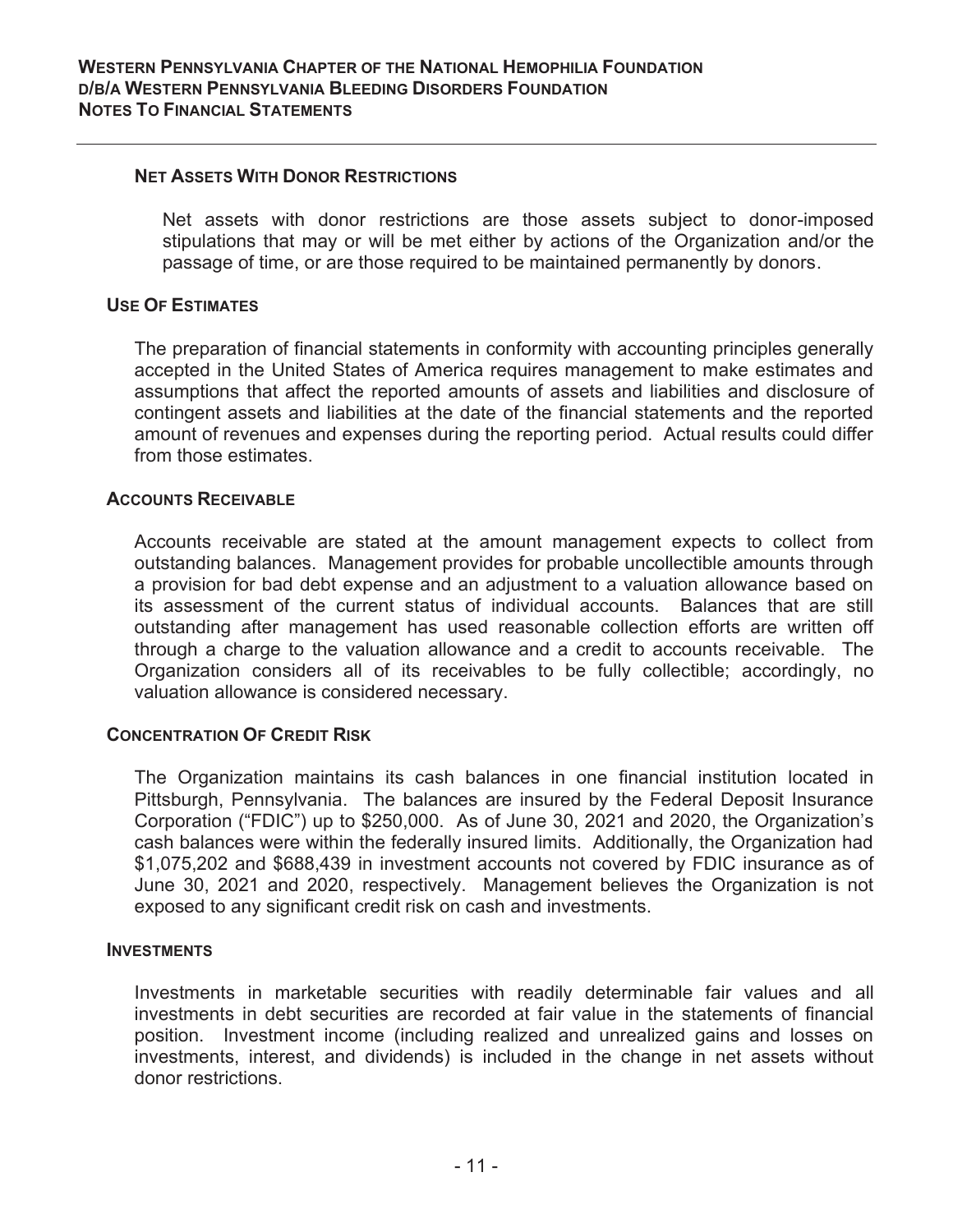### Net Assets With Donor Restrictions

Net assets with donor restrictions are those assets subject to donor-imposed stipulations that may or will be met either by actions of the Organization and/or the passage of time, or are those required to be maintained permanently by donors.

### Use Of Estimates

The preparation of financial statements in conformity with accounting principles generally accepted in the United States of America requires management to make estimates and assumptions that affect the reported amounts of assets and liabilities and disclosure of contingent assets and liabilities at the date of the financial statements and the reported amount of revenues and expenses during the reporting period. Actual results could differ from those estimates.

### Accounts Receivable

Accounts receivable are stated at the amount management expects to collect from outstanding balances. Management provides for probable uncollectible amounts through a provision for bad debt expense and an adjustment to a valuation allowance based on its assessment of the current status of individual accounts. Balances that are still outstanding after management has used reasonable collection efforts are written off through a charge to the valuation allowance and a credit to accounts receivable. The Organization considers all of its receivables to be fully collectible; accordingly, no valuation allowance is considered necessary.

### Concentration Of Credit Risk

The Organization maintains its cash balances in one financial institution located in Pittsburgh, Pennsylvania. The balances are insured by the Federal Deposit Insurance Corporation ("FDIC") up to $250,000. As of June 30, 2021 and 2020, the Organization's cash balances were within the federally insured limits. Additionally, the Organization had $1,075,202 and $688,439 in investment accounts not covered by FDIC insurance as of June 30, 2021 and 2020, respectively. Management believes the Organization is not exposed to any significant credit risk on cash and investments.

### Investments

Investments in marketable securities with readily determinable fair values and all investments in debt securities are recorded at fair value in the statements of financial position. Investment income (including realized and unrealized gains and losses on investments, interest, and dividends) is included in the change in net assets without donor restrictions.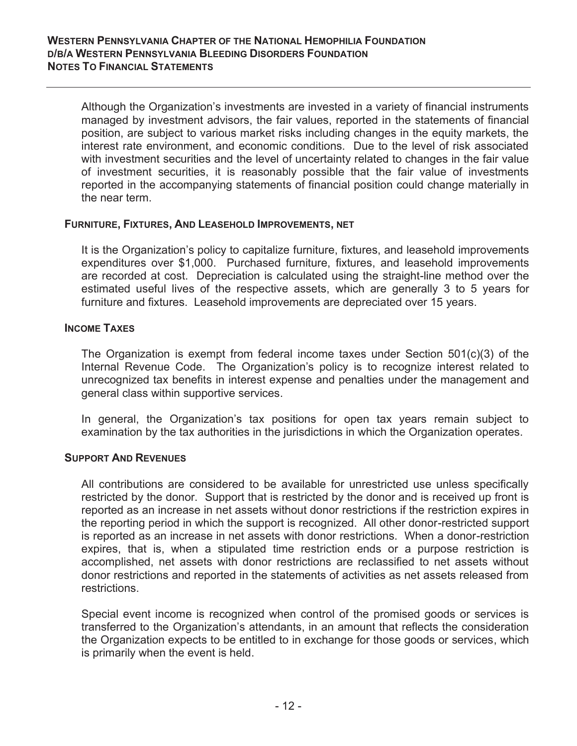Although the Organization's investments are invested in a variety of financial instruments managed by investment advisors, the fair values, reported in the statements of financial position, are subject to various market risks including changes in the equity markets, the interest rate environment, and economic conditions. Due to the level of risk associated with investment securities and the level of uncertainty related to changes in the fair value of investment securities, it is reasonably possible that the fair value of investments reported in the accompanying statements of financial position could change materially in the near term.

### Furniture, Fixtures, And Leasehold Improvements, net

It is the Organization's policy to capitalize furniture, fixtures, and leasehold improvements expenditures over $1,000. Purchased furniture, fixtures, and leasehold improvements are recorded at cost. Depreciation is calculated using the straight-line method over the estimated useful lives of the respective assets, which are generally 3 to 5 years for furniture and fixtures. Leasehold improvements are depreciated over 15 years.

### Income Taxes

The Organization is exempt from federal income taxes under Section 501(c)(3) of the Internal Revenue Code. The Organization's policy is to recognize interest related to unrecognized tax benefits in interest expense and penalties under the management and general class within supportive services.

In general, the Organization's tax positions for open tax years remain subject to examination by the tax authorities in the jurisdictions in which the Organization operates.

### Support And Revenues

All contributions are considered to be available for unrestricted use unless specifically restricted by the donor. Support that is restricted by the donor and is received up front is reported as an increase in net assets without donor restrictions if the restriction expires in the reporting period in which the support is recognized. All other donor-restricted support is reported as an increase in net assets with donor restrictions. When a donor-restriction expires, that is, when a stipulated time restriction ends or a purpose restriction is accomplished, net assets with donor restrictions are reclassified to net assets without donor restrictions and reported in the statements of activities as net assets released from restrictions.

Special event income is recognized when control of the promised goods or services is transferred to the Organization's attendants, in an amount that reflects the consideration the Organization expects to be entitled to in exchange for those goods or services, which is primarily when the event is held.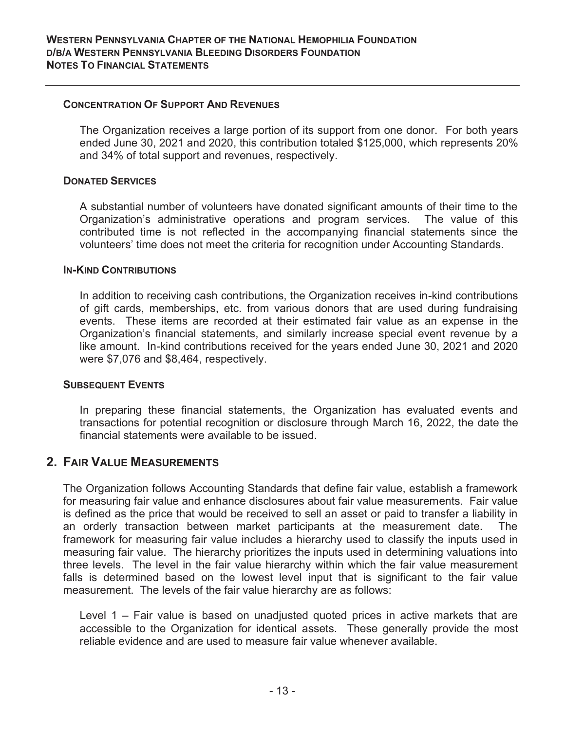#### CONCENTRATION OF SUPPORT AND REVENUES

The Organization receives a large portion of its support from one donor. For both years ended June 30, 2021 and 2020, this contribution totaled $125,000, which represents 20% and 34% of total support and revenues, respectively.

#### DONATED SERVICES

A substantial number of volunteers have donated significant amounts of their time to the Organization's administrative operations and program services. The value of this contributed time is not reflected in the accompanying financial statements since the volunteers' time does not meet the criteria for recognition under Accounting Standards.

#### IN-KIND CONTRIBUTIONS

In addition to receiving cash contributions, the Organization receives in-kind contributions of gift cards, memberships, etc. from various donors that are used during fundraising events. These items are recorded at their estimated fair value as an expense in the Organization's financial statements, and similarly increase special event revenue by a like amount. In-kind contributions received for the years ended June 30, 2021 and 2020 were $7,076 and $8,464, respectively.

#### SUBSEQUENT EVENTS

In preparing these financial statements, the Organization has evaluated events and transactions for potential recognition or disclosure through March 16, 2022, the date the financial statements were available to be issued.

## 2. FAIR VALUE MEASUREMENTS

The Organization follows Accounting Standards that define fair value, establish a framework for measuring fair value and enhance disclosures about fair value measurements. Fair value is defined as the price that would be received to sell an asset or paid to transfer a liability in an orderly transaction between market participants at the measurement date. The framework for measuring fair value includes a hierarchy used to classify the inputs used in measuring fair value. The hierarchy prioritizes the inputs used in determining valuations into three levels. The level in the fair value hierarchy within which the fair value measurement falls is determined based on the lowest level input that is significant to the fair value measurement. The levels of the fair value hierarchy are as follows:

Level 1 – Fair value is based on unadjusted quoted prices in active markets that are accessible to the Organization for identical assets. These generally provide the most reliable evidence and are used to measure fair value whenever available.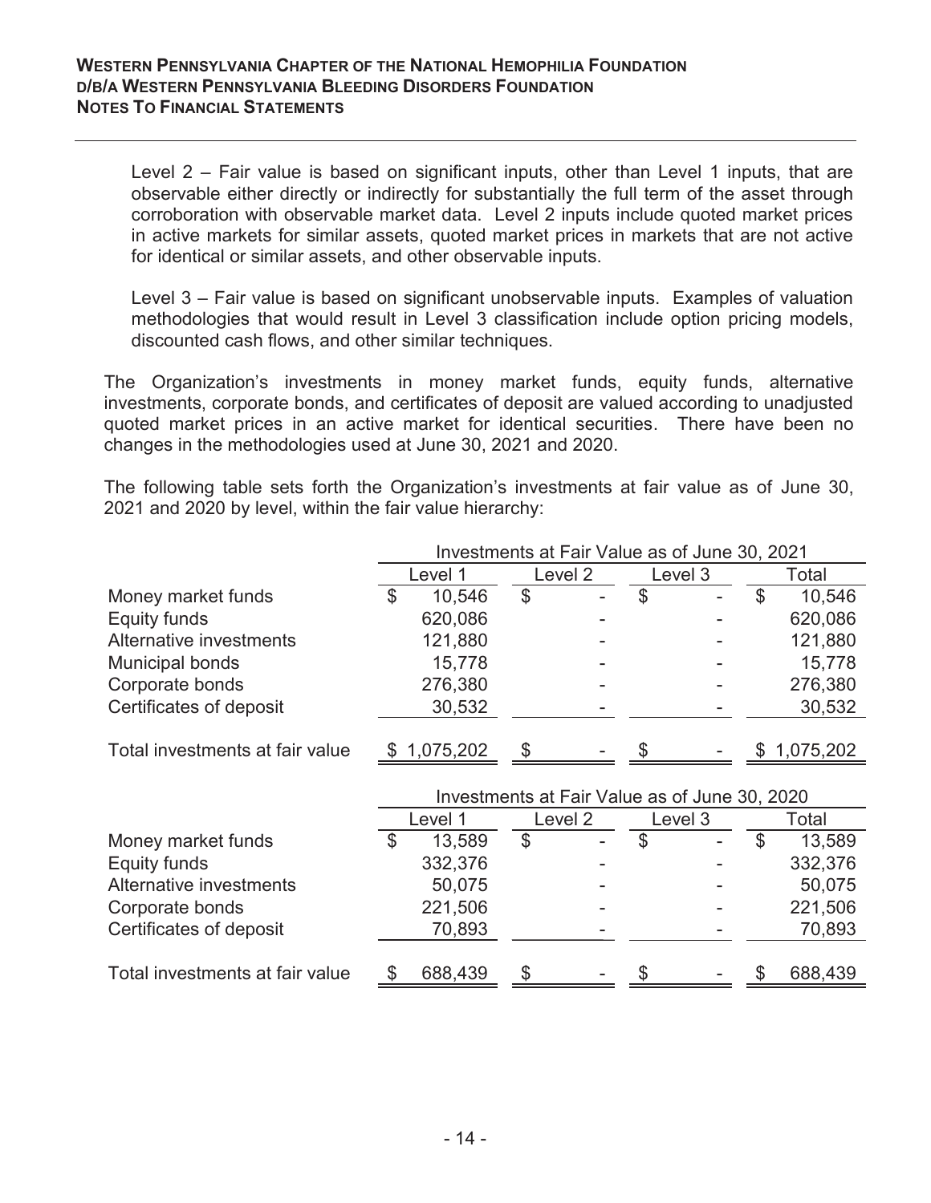Level 2 – Fair value is based on significant inputs, other than Level 1 inputs, that are observable either directly or indirectly for substantially the full term of the asset through corroboration with observable market data. Level 2 inputs include quoted market prices in active markets for similar assets, quoted market prices in markets that are not active for identical or similar assets, and other observable inputs.

Level 3 – Fair value is based on significant unobservable inputs. Examples of valuation methodologies that would result in Level 3 classification include option pricing models, discounted cash flows, and other similar techniques.

The Organization's investments in money market funds, equity funds, alternative investments, corporate bonds, and certificates of deposit are valued according to unadjusted quoted market prices in an active market for identical securities. There have been no changes in the methodologies used at June 30, 2021 and 2020.

The following table sets forth the Organization's investments at fair value as of June 30, 2021 and 2020 by level, within the fair value hierarchy:

| | Investments at Fair Value as of June 30, 2021 | | | |
|---|---|---|---|---|
| | Level 1 | Level 2 | Level 3 | Total |
| Money market funds | $ 10,546 | $ - | $ - | $ 10,546 |
| Equity funds | 620,086 | - | - | 620,086 |
| Alternative investments | 121,880 | - | - | 121,880 |
| Municipal bonds | 15,778 | - | - | 15,778 |
| Corporate bonds | 276,380 | - | - | 276,380 |
| Certificates of deposit | 30,532 | - | - | 30,532 |
| Total investments at fair value | $ 1,075,202 | $ - | $ - | $ 1,075,202 |

| | Investments at Fair Value as of June 30, 2020 | | | |
|---|---|---|---|---|
| | Level 1 | Level 2 | Level 3 | Total |
| Money market funds | $ 13,589 | $ - | $ - | $ 13,589 |
| Equity funds | 332,376 | - | - | 332,376 |
| Alternative investments | 50,075 | - | - | 50,075 |
| Corporate bonds | 221,506 | - | - | 221,506 |
| Certificates of deposit | 70,893 | - | - | 70,893 |
| Total investments at fair value | $ 688,439 | $ - | $ - | $ 688,439 |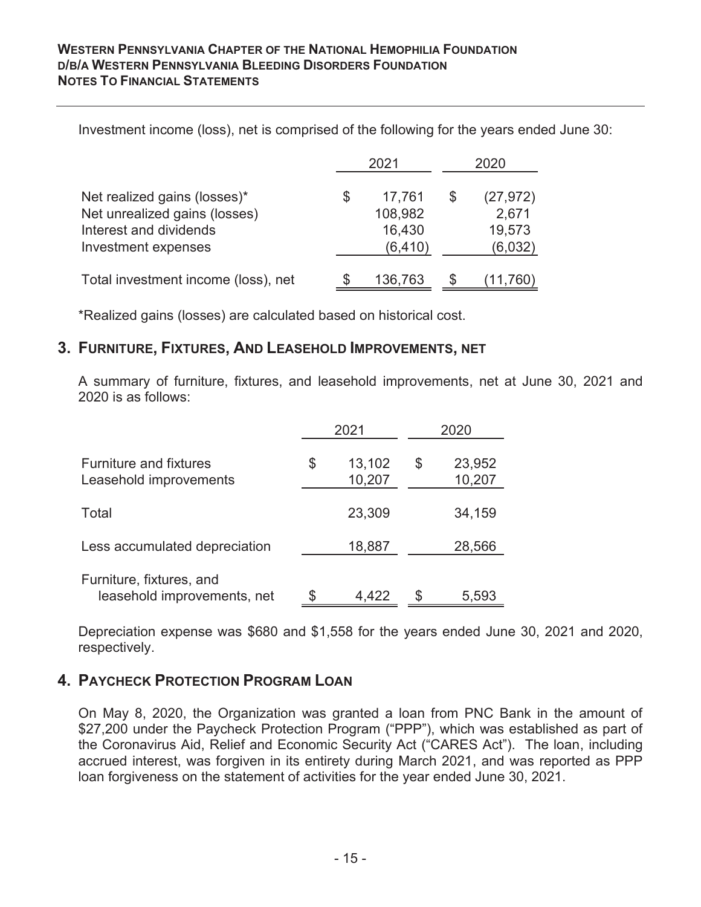Investment income (loss), net is comprised of the following for the years ended June 30:

| | 2021 | 2020 |
|---|---|---|
| Net realized gains (losses)* | $ 17,761 | $ (27,972) |
| Net unrealized gains (losses) | 108,982 | 2,671 |
| Interest and dividends | 16,430 | 19,573 |
| Investment expenses | (6,410) | (6,032) |
| Total investment income (loss), net | $ 136,763 | $ (11,760) |

*Realized gains (losses) are calculated based on historical cost.

## 3. Furniture, Fixtures, And Leasehold Improvements, net

A summary of furniture, fixtures, and leasehold improvements, net at June 30, 2021 and 2020 is as follows:

| | 2021 | 2020 |
|---|---|---|
| Furniture and fixtures | $ 13,102 | $ 23,952 |
| Leasehold improvements | 10,207 | 10,207 |
| Total | 23,309 | 34,159 |
| Less accumulated depreciation | 18,887 | 28,566 |
| Furniture, fixtures, and leasehold improvements, net | $ 4,422 | $ 5,593 |

Depreciation expense was $680 and $1,558 for the years ended June 30, 2021 and 2020, respectively.

## 4. Paycheck Protection Program Loan

On May 8, 2020, the Organization was granted a loan from PNC Bank in the amount of $27,200 under the Paycheck Protection Program ("PPP"), which was established as part of the Coronavirus Aid, Relief and Economic Security Act ("CARES Act"). The loan, including accrued interest, was forgiven in its entirety during March 2021, and was reported as PPP loan forgiveness on the statement of activities for the year ended June 30, 2021.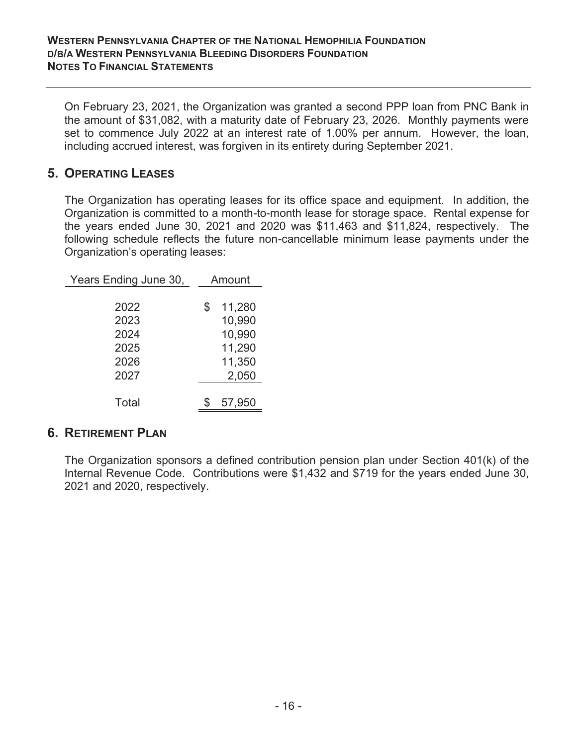On February 23, 2021, the Organization was granted a second PPP loan from PNC Bank in the amount of $31,082, with a maturity date of February 23, 2026. Monthly payments were set to commence July 2022 at an interest rate of 1.00% per annum. However, the loan, including accrued interest, was forgiven in its entirety during September 2021.

## 5. Operating Leases

The Organization has operating leases for its office space and equipment. In addition, the Organization is committed to a month-to-month lease for storage space. Rental expense for the years ended June 30, 2021 and 2020 was $11,463 and $11,824, respectively. The following schedule reflects the future non-cancellable minimum lease payments under the Organization's operating leases:

| Years Ending June 30, | Amount |
|---|---|
| 2022 | $ 11,280 |
| 2023 | 10,990 |
| 2024 | 10,990 |
| 2025 | 11,290 |
| 2026 | 11,350 |
| 2027 | 2,050 |
| Total | $ 57,950 |

## 6. Retirement Plan

The Organization sponsors a defined contribution pension plan under Section 401(k) of the Internal Revenue Code. Contributions were $1,432 and $719 for the years ended June 30, 2021 and 2020, respectively.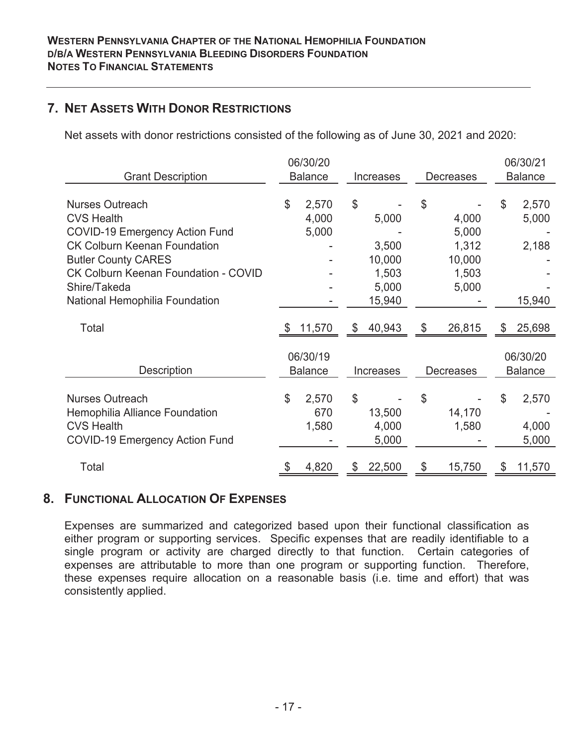## 7. Net Assets With Donor Restrictions

Net assets with donor restrictions consisted of the following as of June 30, 2021 and 2020:

| Grant Description | 06/30/20 Balance | Increases | Decreases | 06/30/21 Balance |
|---|---|---|---|---|
| Nurses Outreach | $ 2,570 | $ - | $ - | $ 2,570 |
| CVS Health | 4,000 | 5,000 | 4,000 | 5,000 |
| COVID-19 Emergency Action Fund | 5,000 | - | 5,000 | - |
| CK Colburn Keenan Foundation | - | 3,500 | 1,312 | 2,188 |
| Butler County CARES | - | 10,000 | 10,000 | - |
| CK Colburn Keenan Foundation - COVID | - | 1,503 | 1,503 | - |
| Shire/Takeda | - | 5,000 | 5,000 | - |
| National Hemophilia Foundation | - | 15,940 | - | 15,940 |
| Total | $ 11,570 | $ 40,943 | $ 26,815 | $ 25,698 |

| Description | 06/30/19 Balance | Increases | Decreases | 06/30/20 Balance |
|---|---|---|---|---|
| Nurses Outreach | $ 2,570 | $ - | $ - | $ 2,570 |
| Hemophilia Alliance Foundation | 670 | 13,500 | 14,170 | - |
| CVS Health | 1,580 | 4,000 | 1,580 | 4,000 |
| COVID-19 Emergency Action Fund | - | 5,000 | - | 5,000 |
| Total | $ 4,820 | $ 22,500 | $ 15,750 | $ 11,570 |

## 8. Functional Allocation Of Expenses

Expenses are summarized and categorized based upon their functional classification as either program or supporting services. Specific expenses that are readily identifiable to a single program or activity are charged directly to that function. Certain categories of expenses are attributable to more than one program or supporting function. Therefore, these expenses require allocation on a reasonable basis (i.e. time and effort) that was consistently applied.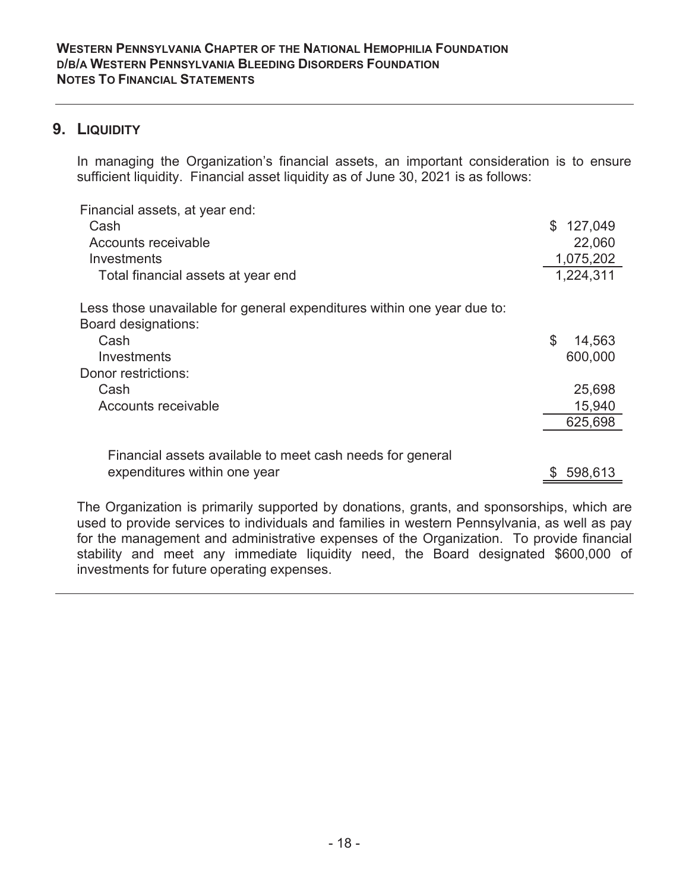## 9. LIQUIDITY

In managing the Organization's financial assets, an important consideration is to ensure sufficient liquidity. Financial asset liquidity as of June 30, 2021 is as follows:

| | |
|---|---|
| Financial assets, at year end: | |
| Cash | $ 127,049 |
| Accounts receivable | 22,060 |
| Investments | 1,075,202 |
| Total financial assets at year end | 1,224,311 |
| | |
| Less those unavailable for general expenditures within one year due to: | |
| Board designations: | |
| Cash | $ 14,563 |
| Investments | 600,000 |
| Donor restrictions: | |
| Cash | 25,698 |
| Accounts receivable | 15,940 |
| | 625,698 |
| | |
| Financial assets available to meet cash needs for general expenditures within one year | $ 598,613 |

The Organization is primarily supported by donations, grants, and sponsorships, which are used to provide services to individuals and families in western Pennsylvania, as well as pay for the management and administrative expenses of the Organization. To provide financial stability and meet any immediate liquidity need, the Board designated $600,000 of investments for future operating expenses.